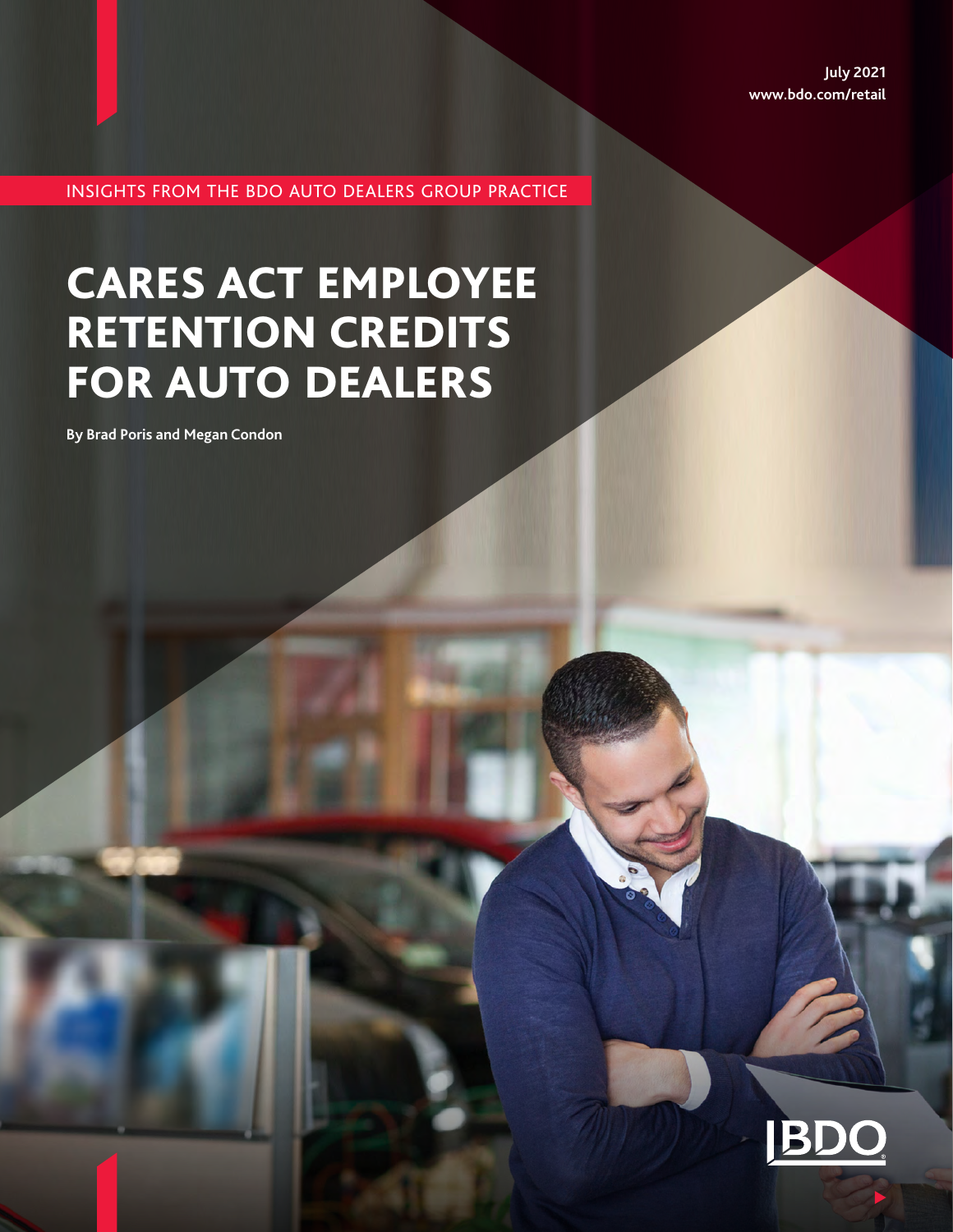July 2021
www.bdo.com/retail

INSIGHTS FROM THE BDO AUTO DEALERS GROUP PRACTICE

# CARES ACT EMPLOYEE RETENTION CREDITS FOR AUTO DEALERS

**By Brad Poris and Megan Condon**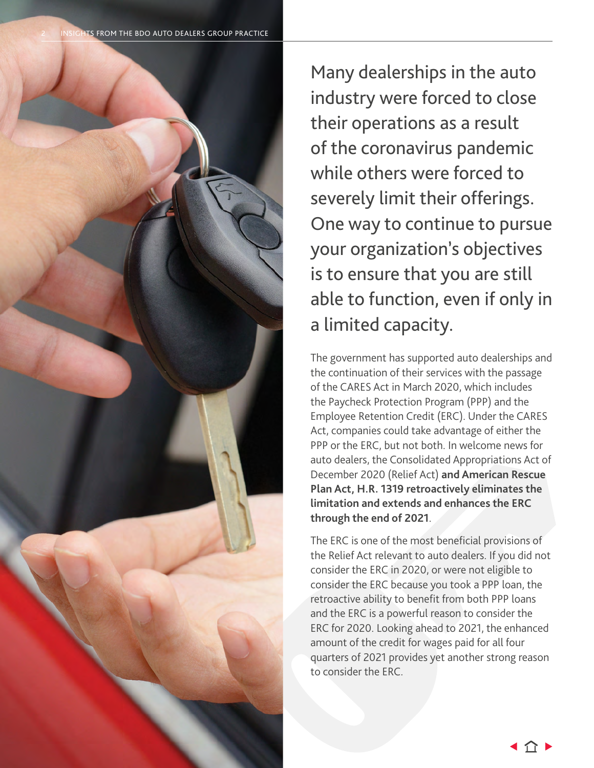Many dealerships in the auto industry were forced to close their operations as a result of the coronavirus pandemic while others were forced to severely limit their offerings. One way to continue to pursue your organization's objectives is to ensure that you are still able to function, even if only in a limited capacity.

The government has supported auto dealerships and the continuation of their services with the passage of the CARES Act in March 2020, which includes the Paycheck Protection Program (PPP) and the Employee Retention Credit (ERC). Under the CARES Act, companies could take advantage of either the PPP or the ERC, but not both. In welcome news for auto dealers, the Consolidated Appropriations Act of December 2020 (Relief Act) **and American Rescue Plan Act, H.R. 1319 retroactively eliminates the limitation and extends and enhances the ERC through the end of 2021**.

The ERC is one of the most beneficial provisions of the Relief Act relevant to auto dealers. If you did not consider the ERC in 2020, or were not eligible to consider the ERC because you took a PPP loan, the retroactive ability to benefit from both PPP loans and the ERC is a powerful reason to consider the ERC for 2020. Looking ahead to 2021, the enhanced amount of the credit for wages paid for all four quarters of 2021 provides yet another strong reason to consider the ERC.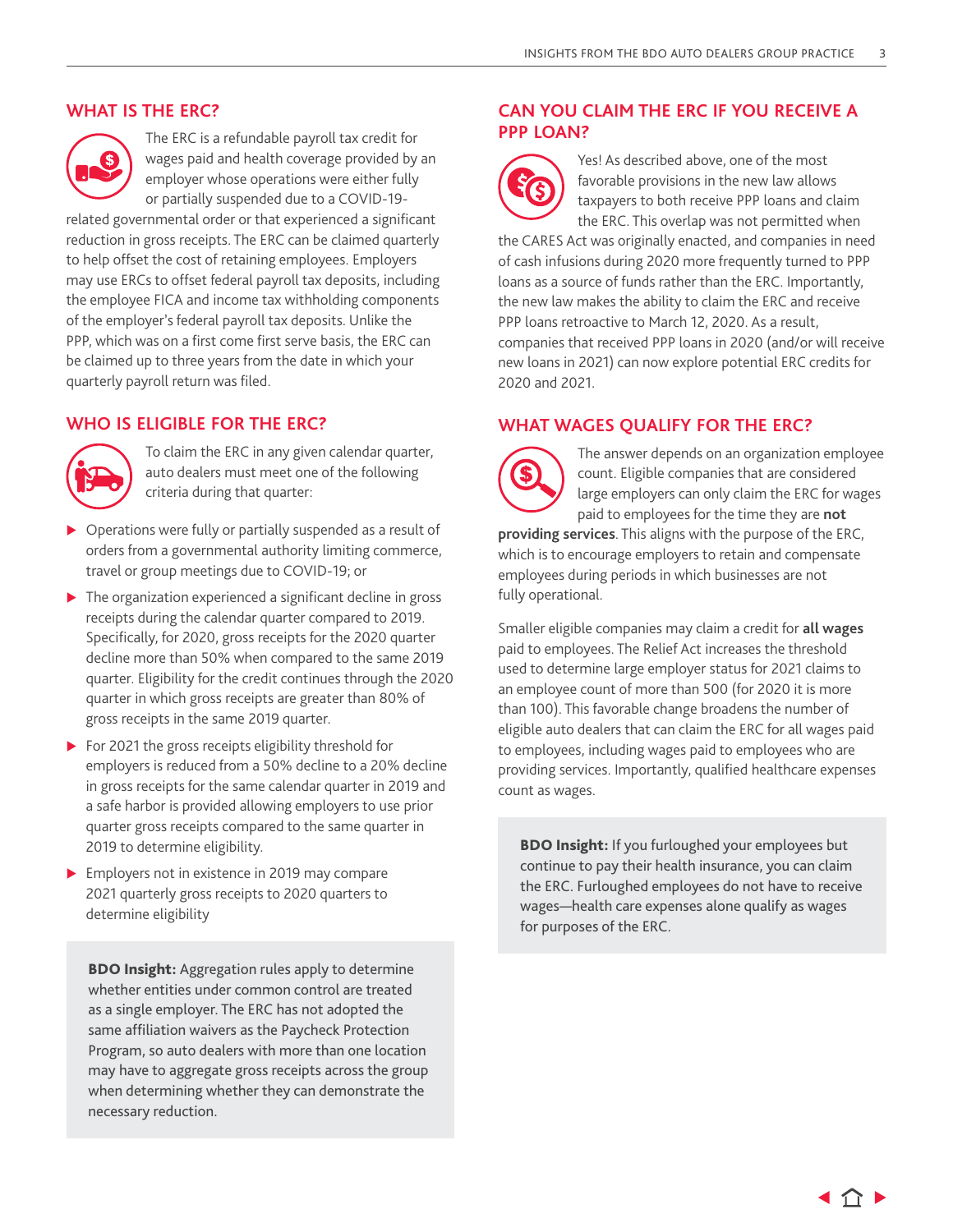## WHAT IS THE ERC?

The ERC is a refundable payroll tax credit for wages paid and health coverage provided by an employer whose operations were either fully or partially suspended due to a COVID-19-related governmental order or that experienced a significant reduction in gross receipts. The ERC can be claimed quarterly to help offset the cost of retaining employees. Employers may use ERCs to offset federal payroll tax deposits, including the employee FICA and income tax withholding components of the employer's federal payroll tax deposits. Unlike the PPP, which was on a first come first serve basis, the ERC can be claimed up to three years from the date in which your quarterly payroll return was filed.

## WHO IS ELIGIBLE FOR THE ERC?

To claim the ERC in any given calendar quarter, auto dealers must meet one of the following criteria during that quarter:

- Operations were fully or partially suspended as a result of orders from a governmental authority limiting commerce, travel or group meetings due to COVID-19; or
- The organization experienced a significant decline in gross receipts during the calendar quarter compared to 2019. Specifically, for 2020, gross receipts for the 2020 quarter decline more than 50% when compared to the same 2019 quarter. Eligibility for the credit continues through the 2020 quarter in which gross receipts are greater than 80% of gross receipts in the same 2019 quarter.
- For 2021 the gross receipts eligibility threshold for employers is reduced from a 50% decline to a 20% decline in gross receipts for the same calendar quarter in 2019 and a safe harbor is provided allowing employers to use prior quarter gross receipts compared to the same quarter in 2019 to determine eligibility.
- Employers not in existence in 2019 may compare 2021 quarterly gross receipts to 2020 quarters to determine eligibility

**BDO Insight:** Aggregation rules apply to determine whether entities under common control are treated as a single employer. The ERC has not adopted the same affiliation waivers as the Paycheck Protection Program, so auto dealers with more than one location may have to aggregate gross receipts across the group when determining whether they can demonstrate the necessary reduction.

## CAN YOU CLAIM THE ERC IF YOU RECEIVE A PPP LOAN?

Yes! As described above, one of the most favorable provisions in the new law allows taxpayers to both receive PPP loans and claim the ERC. This overlap was not permitted when the CARES Act was originally enacted, and companies in need of cash infusions during 2020 more frequently turned to PPP loans as a source of funds rather than the ERC. Importantly, the new law makes the ability to claim the ERC and receive PPP loans retroactive to March 12, 2020. As a result, companies that received PPP loans in 2020 (and/or will receive new loans in 2021) can now explore potential ERC credits for 2020 and 2021.

## WHAT WAGES QUALIFY FOR THE ERC?

The answer depends on an organization employee count. Eligible companies that are considered large employers can only claim the ERC for wages paid to employees for the time they are **not providing services**. This aligns with the purpose of the ERC, which is to encourage employers to retain and compensate employees during periods in which businesses are not fully operational.

Smaller eligible companies may claim a credit for **all wages** paid to employees. The Relief Act increases the threshold used to determine large employer status for 2021 claims to an employee count of more than 500 (for 2020 it is more than 100). This favorable change broadens the number of eligible auto dealers that can claim the ERC for all wages paid to employees, including wages paid to employees who are providing services. Importantly, qualified healthcare expenses count as wages.

**BDO Insight:** If you furloughed your employees but continue to pay their health insurance, you can claim the ERC. Furloughed employees do not have to receive wages—health care expenses alone qualify as wages for purposes of the ERC.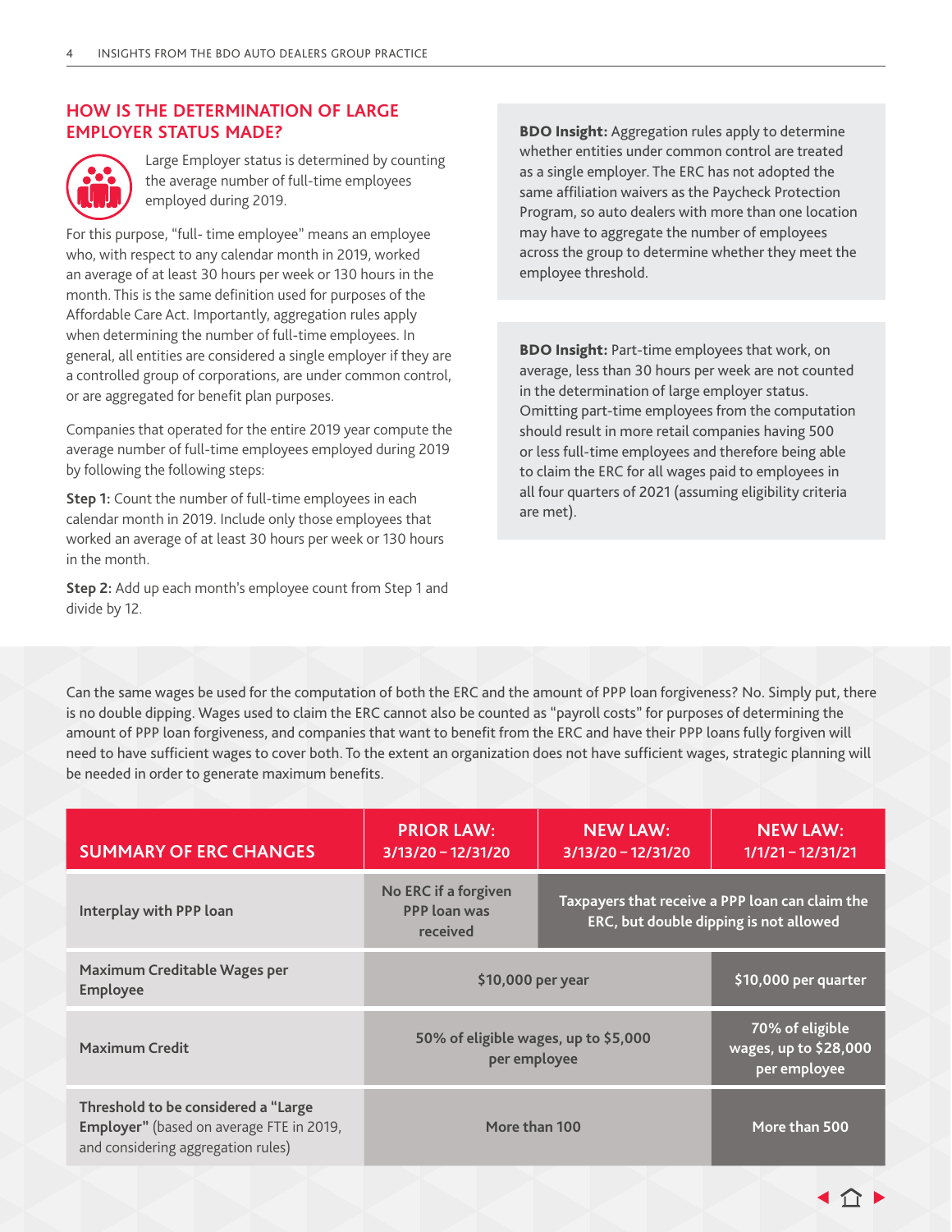## HOW IS THE DETERMINATION OF LARGE EMPLOYER STATUS MADE?

Large Employer status is determined by counting the average number of full-time employees employed during 2019.

For this purpose, "full- time employee" means an employee who, with respect to any calendar month in 2019, worked an average of at least 30 hours per week or 130 hours in the month. This is the same definition used for purposes of the Affordable Care Act. Importantly, aggregation rules apply when determining the number of full-time employees. In general, all entities are considered a single employer if they are a controlled group of corporations, are under common control, or are aggregated for benefit plan purposes.

Companies that operated for the entire 2019 year compute the average number of full-time employees employed during 2019 by following the following steps:

**Step 1:** Count the number of full-time employees in each calendar month in 2019. Include only those employees that worked an average of at least 30 hours per week or 130 hours in the month.

**Step 2:** Add up each month's employee count from Step 1 and divide by 12.

**BDO Insight:** Aggregation rules apply to determine whether entities under common control are treated as a single employer. The ERC has not adopted the same affiliation waivers as the Paycheck Protection Program, so auto dealers with more than one location may have to aggregate the number of employees across the group to determine whether they meet the employee threshold.

**BDO Insight:** Part-time employees that work, on average, less than 30 hours per week are not counted in the determination of large employer status. Omitting part-time employees from the computation should result in more retail companies having 500 or less full-time employees and therefore being able to claim the ERC for all wages paid to employees in all four quarters of 2021 (assuming eligibility criteria are met).

Can the same wages be used for the computation of both the ERC and the amount of PPP loan forgiveness? No. Simply put, there is no double dipping. Wages used to claim the ERC cannot also be counted as "payroll costs" for purposes of determining the amount of PPP loan forgiveness, and companies that want to benefit from the ERC and have their PPP loans fully forgiven will need to have sufficient wages to cover both. To the extent an organization does not have sufficient wages, strategic planning will be needed in order to generate maximum benefits.

| SUMMARY OF ERC CHANGES | PRIOR LAW: 3/13/20 – 12/31/20 | NEW LAW: 3/13/20 – 12/31/20 | NEW LAW: 1/1/21 – 12/31/21 |
|---|---|---|---|
| Interplay with PPP loan | No ERC if a forgiven PPP loan was received | Taxpayers that receive a PPP loan can claim the ERC, but double dipping is not allowed | |
| Maximum Creditable Wages per Employee | $10,000 per year | | $10,000 per quarter |
| Maximum Credit | 50% of eligible wages, up to $5,000 per employee | | 70% of eligible wages, up to $28,000 per employee |
| **Threshold to be considered a "Large Employer"** (based on average FTE in 2019, and considering aggregation rules) | More than 100 | | More than 500 |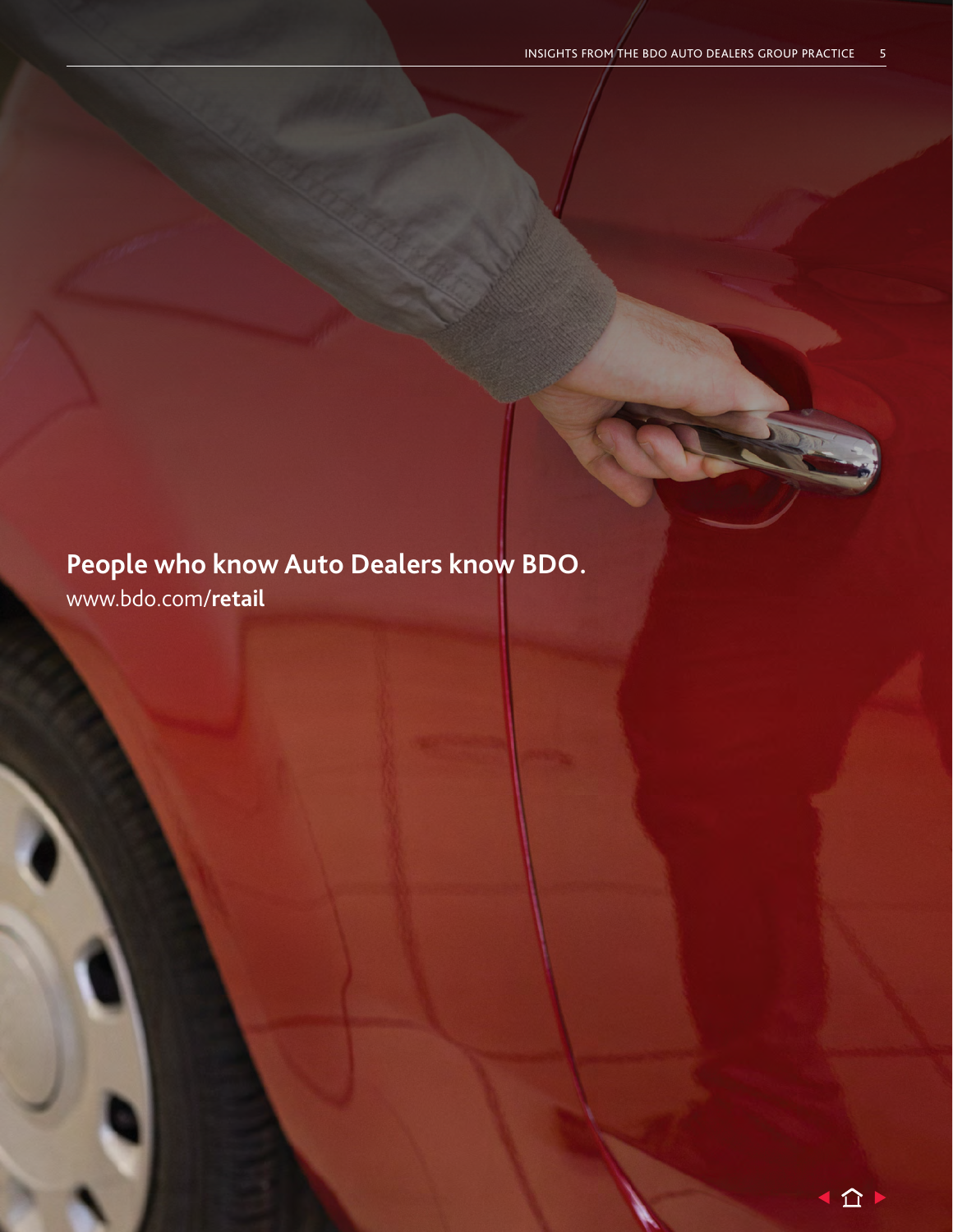**People who know Auto Dealers know BDO.**

www.bdo.com/**retail**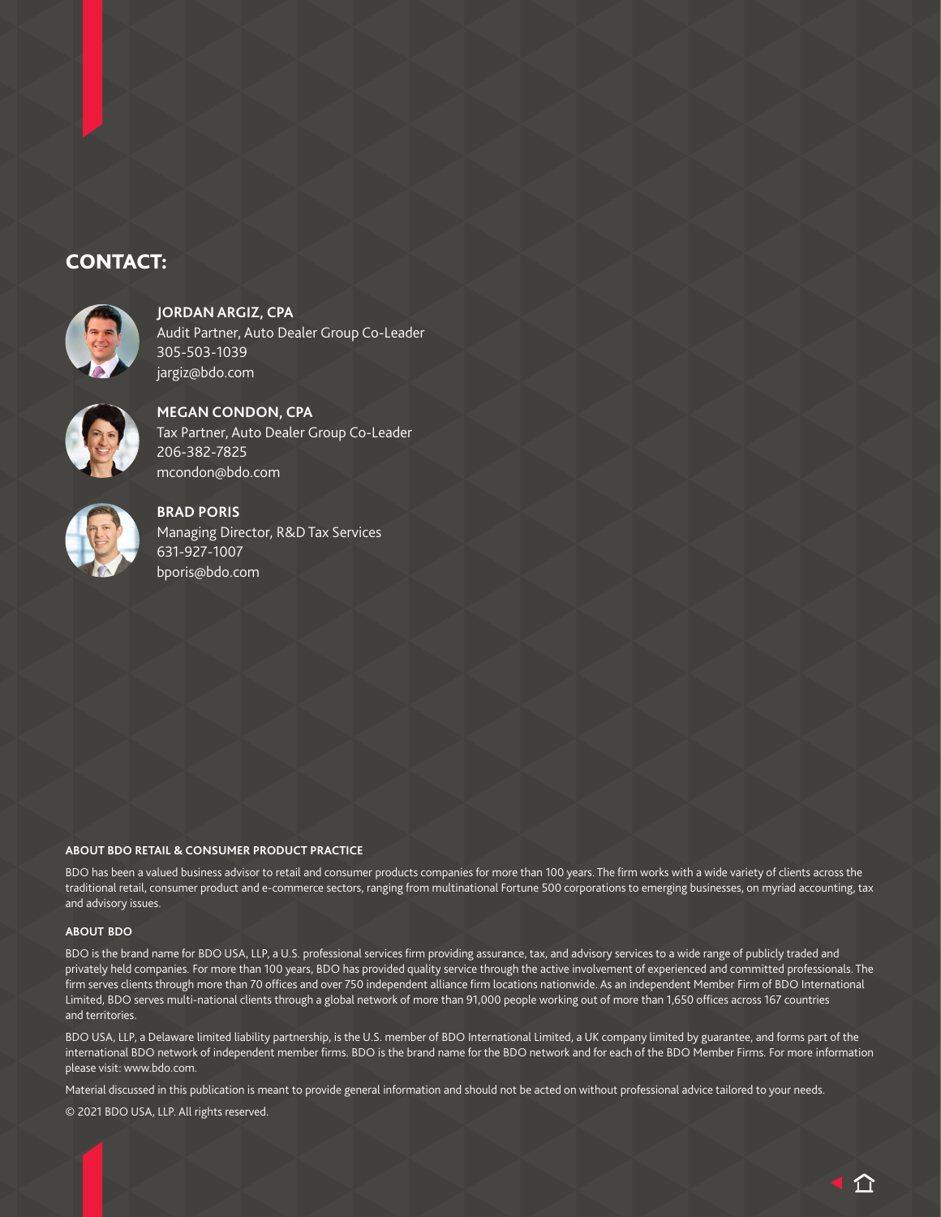## CONTACT:

**JORDAN ARGIZ, CPA**
Audit Partner, Auto Dealer Group Co-Leader
305-503-1039
jargiz@bdo.com

**MEGAN CONDON, CPA**
Tax Partner, Auto Dealer Group Co-Leader
206-382-7825
mcondon@bdo.com

**BRAD PORIS**
Managing Director, R&D Tax Services
631-927-1007
bporis@bdo.com

#### ABOUT BDO RETAIL & CONSUMER PRODUCT PRACTICE

BDO has been a valued business advisor to retail and consumer products companies for more than 100 years. The firm works with a wide variety of clients across the traditional retail, consumer product and e-commerce sectors, ranging from multinational Fortune 500 corporations to emerging businesses, on myriad accounting, tax and advisory issues.

#### ABOUT BDO

BDO is the brand name for BDO USA, LLP, a U.S. professional services firm providing assurance, tax, and advisory services to a wide range of publicly traded and privately held companies. For more than 100 years, BDO has provided quality service through the active involvement of experienced and committed professionals. The firm serves clients through more than 70 offices and over 750 independent alliance firm locations nationwide. As an independent Member Firm of BDO International Limited, BDO serves multi-national clients through a global network of more than 91,000 people working out of more than 1,650 offices across 167 countries and territories.

BDO USA, LLP, a Delaware limited liability partnership, is the U.S. member of BDO International Limited, a UK company limited by guarantee, and forms part of the international BDO network of independent member firms. BDO is the brand name for the BDO network and for each of the BDO Member Firms. For more information please visit: www.bdo.com.

Material discussed in this publication is meant to provide general information and should not be acted on without professional advice tailored to your needs.

© 2021 BDO USA, LLP. All rights reserved.